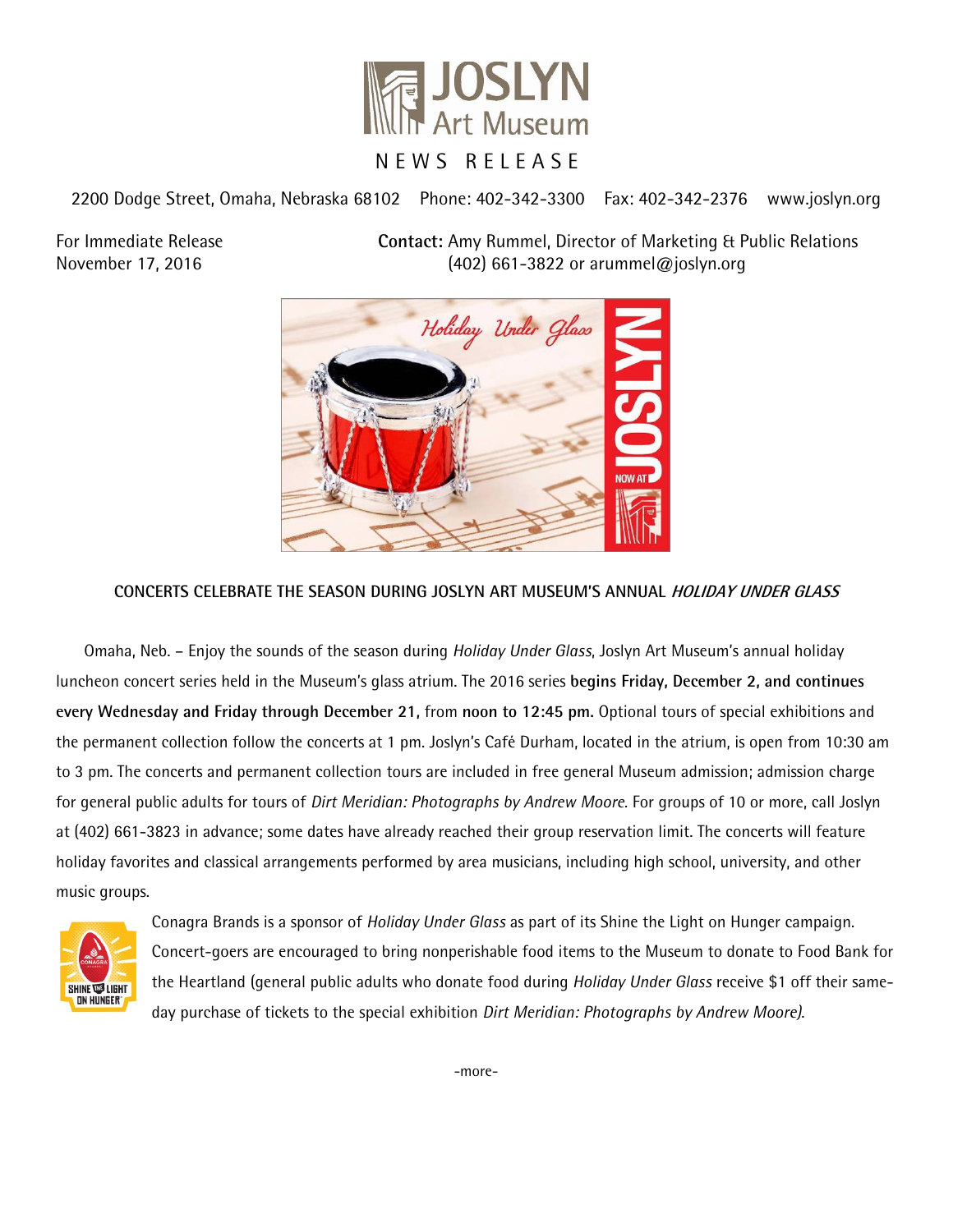JOSLYN Art Museum

NEWS RELEASE

2200 Dodge Street, Omaha, Nebraska 68102 Phone: 402-342-3300 Fax: 402-342-2376 www.joslyn.org

For Immediate Release
November 17, 2016

**Contact:** Amy Rummel, Director of Marketing & Public Relations
(402) 661-3822 or arummel@joslyn.org

## CONCERTS CELEBRATE THE SEASON DURING JOSLYN ART MUSEUM'S ANNUAL *HOLIDAY UNDER GLASS*

Omaha, Neb. – Enjoy the sounds of the season during *Holiday Under Glass*, Joslyn Art Museum's annual holiday luncheon concert series held in the Museum's glass atrium. The 2016 series **begins Friday, December 2, and continues every Wednesday and Friday through December 21,** from **noon to 12:45 pm.** Optional tours of special exhibitions and the permanent collection follow the concerts at 1 pm. Joslyn's Café Durham, located in the atrium, is open from 10:30 am to 3 pm. The concerts and permanent collection tours are included in free general Museum admission; admission charge for general public adults for tours of *Dirt Meridian: Photographs by Andrew Moore*. For groups of 10 or more, call Joslyn at (402) 661-3823 in advance; some dates have already reached their group reservation limit. The concerts will feature holiday favorites and classical arrangements performed by area musicians, including high school, university, and other music groups.

Conagra Brands is a sponsor of *Holiday Under Glass* as part of its Shine the Light on Hunger campaign. Concert-goers are encouraged to bring nonperishable food items to the Museum to donate to Food Bank for the Heartland (general public adults who donate food during *Holiday Under Glass* receive $1 off their same-day purchase of tickets to the special exhibition *Dirt Meridian: Photographs by Andrew Moore).*

-more-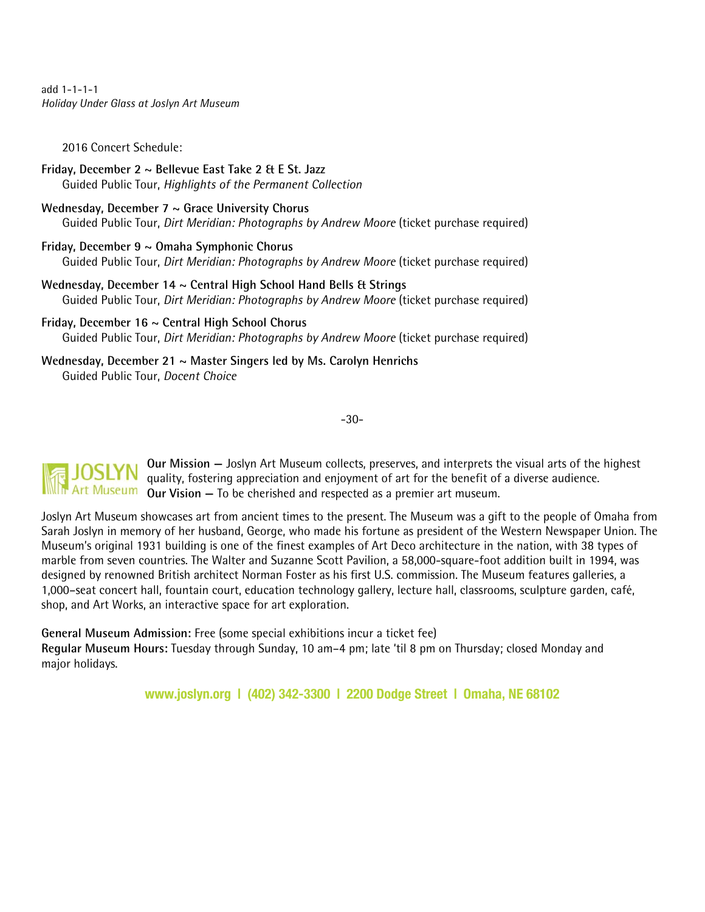add 1-1-1-1
*Holiday Under Glass at Joslyn Art Museum*

2016 Concert Schedule:

**Friday, December 2 ~ Bellevue East Take 2 & E St. Jazz**
Guided Public Tour, *Highlights of the Permanent Collection*

**Wednesday, December 7 ~ Grace University Chorus**
Guided Public Tour, *Dirt Meridian: Photographs by Andrew Moore* (ticket purchase required)

**Friday, December 9 ~ Omaha Symphonic Chorus**
Guided Public Tour, *Dirt Meridian: Photographs by Andrew Moore* (ticket purchase required)

**Wednesday, December 14 ~ Central High School Hand Bells & Strings**
Guided Public Tour, *Dirt Meridian: Photographs by Andrew Moore* (ticket purchase required)

**Friday, December 16 ~ Central High School Chorus**
Guided Public Tour, *Dirt Meridian: Photographs by Andrew Moore* (ticket purchase required)

**Wednesday, December 21 ~ Master Singers led by Ms. Carolyn Henrichs**
Guided Public Tour, *Docent Choice*

-30-

JOSLYN Art Museum

**Our Mission —** Joslyn Art Museum collects, preserves, and interprets the visual arts of the highest quality, fostering appreciation and enjoyment of art for the benefit of a diverse audience.
**Our Vision —** To be cherished and respected as a premier art museum.

Joslyn Art Museum showcases art from ancient times to the present. The Museum was a gift to the people of Omaha from Sarah Joslyn in memory of her husband, George, who made his fortune as president of the Western Newspaper Union. The Museum's original 1931 building is one of the finest examples of Art Deco architecture in the nation, with 38 types of marble from seven countries. The Walter and Suzanne Scott Pavilion, a 58,000-square-foot addition built in 1994, was designed by renowned British architect Norman Foster as his first U.S. commission. The Museum features galleries, a 1,000–seat concert hall, fountain court, education technology gallery, lecture hall, classrooms, sculpture garden, café, shop, and Art Works, an interactive space for art exploration.

**General Museum Admission:** Free (some special exhibitions incur a ticket fee)
**Regular Museum Hours:** Tuesday through Sunday, 10 am–4 pm; late 'til 8 pm on Thursday; closed Monday and major holidays.

**www.joslyn.org | (402) 342-3300 | 2200 Dodge Street | Omaha, NE 68102**